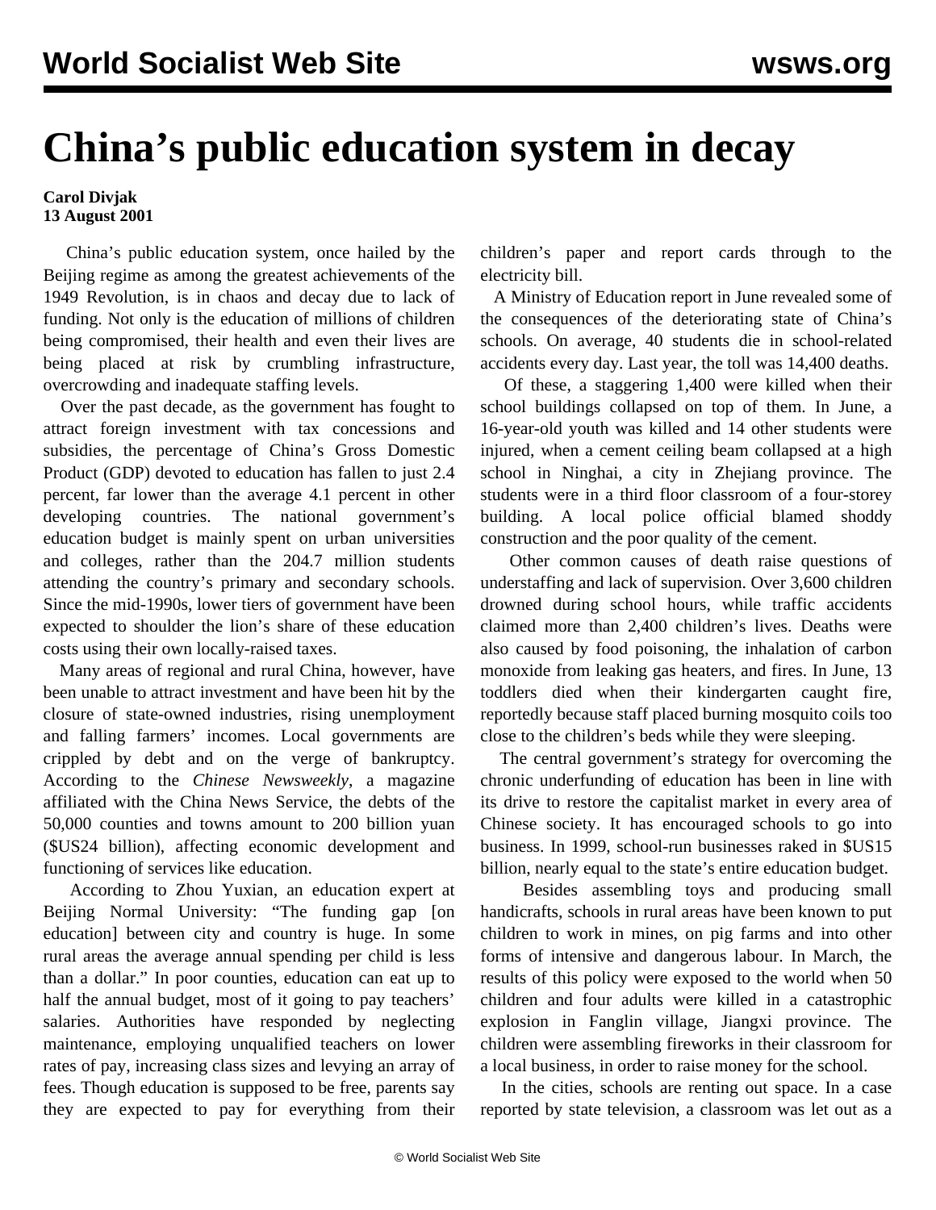# China's public education system in decay

**Carol Divjak**
**13 August 2001**

China's public education system, once hailed by the Beijing regime as among the greatest achievements of the 1949 Revolution, is in chaos and decay due to lack of funding. Not only is the education of millions of children being compromised, their health and even their lives are being placed at risk by crumbling infrastructure, overcrowding and inadequate staffing levels.

Over the past decade, as the government has fought to attract foreign investment with tax concessions and subsidies, the percentage of China's Gross Domestic Product (GDP) devoted to education has fallen to just 2.4 percent, far lower than the average 4.1 percent in other developing countries. The national government's education budget is mainly spent on urban universities and colleges, rather than the 204.7 million students attending the country's primary and secondary schools. Since the mid-1990s, lower tiers of government have been expected to shoulder the lion's share of these education costs using their own locally-raised taxes.

Many areas of regional and rural China, however, have been unable to attract investment and have been hit by the closure of state-owned industries, rising unemployment and falling farmers' incomes. Local governments are crippled by debt and on the verge of bankruptcy. According to the *Chinese Newsweekly*, a magazine affiliated with the China News Service, the debts of the 50,000 counties and towns amount to 200 billion yuan ($US24 billion), affecting economic development and functioning of services like education.

According to Zhou Yuxian, an education expert at Beijing Normal University: "The funding gap [on education] between city and country is huge. In some rural areas the average annual spending per child is less than a dollar." In poor counties, education can eat up to half the annual budget, most of it going to pay teachers' salaries. Authorities have responded by neglecting maintenance, employing unqualified teachers on lower rates of pay, increasing class sizes and levying an array of fees. Though education is supposed to be free, parents say they are expected to pay for everything from their children's paper and report cards through to the electricity bill.

A Ministry of Education report in June revealed some of the consequences of the deteriorating state of China's schools. On average, 40 students die in school-related accidents every day. Last year, the toll was 14,400 deaths.

Of these, a staggering 1,400 were killed when their school buildings collapsed on top of them. In June, a 16-year-old youth was killed and 14 other students were injured, when a cement ceiling beam collapsed at a high school in Ninghai, a city in Zhejiang province. The students were in a third floor classroom of a four-storey building. A local police official blamed shoddy construction and the poor quality of the cement.

Other common causes of death raise questions of understaffing and lack of supervision. Over 3,600 children drowned during school hours, while traffic accidents claimed more than 2,400 children's lives. Deaths were also caused by food poisoning, the inhalation of carbon monoxide from leaking gas heaters, and fires. In June, 13 toddlers died when their kindergarten caught fire, reportedly because staff placed burning mosquito coils too close to the children's beds while they were sleeping.

The central government's strategy for overcoming the chronic underfunding of education has been in line with its drive to restore the capitalist market in every area of Chinese society. It has encouraged schools to go into business. In 1999, school-run businesses raked in $US15 billion, nearly equal to the state's entire education budget.

Besides assembling toys and producing small handicrafts, schools in rural areas have been known to put children to work in mines, on pig farms and into other forms of intensive and dangerous labour. In March, the results of this policy were exposed to the world when 50 children and four adults were killed in a catastrophic explosion in Fanglin village, Jiangxi province. The children were assembling fireworks in their classroom for a local business, in order to raise money for the school.

In the cities, schools are renting out space. In a case reported by state television, a classroom was let out as a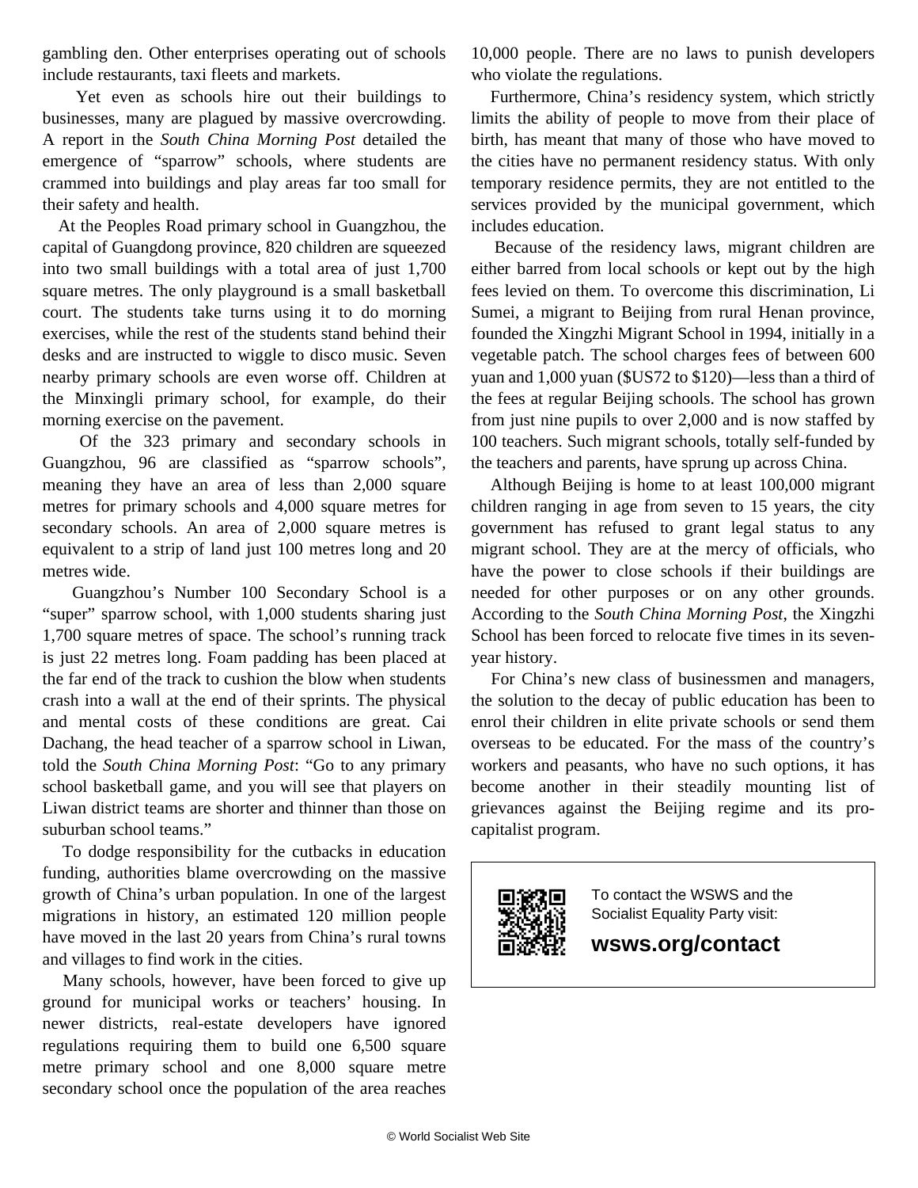gambling den. Other enterprises operating out of schools include restaurants, taxi fleets and markets.

Yet even as schools hire out their buildings to businesses, many are plagued by massive overcrowding. A report in the *South China Morning Post* detailed the emergence of "sparrow" schools, where students are crammed into buildings and play areas far too small for their safety and health.

At the Peoples Road primary school in Guangzhou, the capital of Guangdong province, 820 children are squeezed into two small buildings with a total area of just 1,700 square metres. The only playground is a small basketball court. The students take turns using it to do morning exercises, while the rest of the students stand behind their desks and are instructed to wiggle to disco music. Seven nearby primary schools are even worse off. Children at the Minxingli primary school, for example, do their morning exercise on the pavement.

Of the 323 primary and secondary schools in Guangzhou, 96 are classified as "sparrow schools", meaning they have an area of less than 2,000 square metres for primary schools and 4,000 square metres for secondary schools. An area of 2,000 square metres is equivalent to a strip of land just 100 metres long and 20 metres wide.

Guangzhou's Number 100 Secondary School is a "super" sparrow school, with 1,000 students sharing just 1,700 square metres of space. The school's running track is just 22 metres long. Foam padding has been placed at the far end of the track to cushion the blow when students crash into a wall at the end of their sprints. The physical and mental costs of these conditions are great. Cai Dachang, the head teacher of a sparrow school in Liwan, told the *South China Morning Post*: "Go to any primary school basketball game, and you will see that players on Liwan district teams are shorter and thinner than those on suburban school teams."

To dodge responsibility for the cutbacks in education funding, authorities blame overcrowding on the massive growth of China's urban population. In one of the largest migrations in history, an estimated 120 million people have moved in the last 20 years from China's rural towns and villages to find work in the cities.

Many schools, however, have been forced to give up ground for municipal works or teachers' housing. In newer districts, real-estate developers have ignored regulations requiring them to build one 6,500 square metre primary school and one 8,000 square metre secondary school once the population of the area reaches 10,000 people. There are no laws to punish developers who violate the regulations.

Furthermore, China's residency system, which strictly limits the ability of people to move from their place of birth, has meant that many of those who have moved to the cities have no permanent residency status. With only temporary residence permits, they are not entitled to the services provided by the municipal government, which includes education.

Because of the residency laws, migrant children are either barred from local schools or kept out by the high fees levied on them. To overcome this discrimination, Li Sumei, a migrant to Beijing from rural Henan province, founded the Xingzhi Migrant School in 1994, initially in a vegetable patch. The school charges fees of between 600 yuan and 1,000 yuan ($US72 to $120)—less than a third of the fees at regular Beijing schools. The school has grown from just nine pupils to over 2,000 and is now staffed by 100 teachers. Such migrant schools, totally self-funded by the teachers and parents, have sprung up across China.

Although Beijing is home to at least 100,000 migrant children ranging in age from seven to 15 years, the city government has refused to grant legal status to any migrant school. They are at the mercy of officials, who have the power to close schools if their buildings are needed for other purposes or on any other grounds. According to the *South China Morning Post*, the Xingzhi School has been forced to relocate five times in its seven-year history.

For China's new class of businessmen and managers, the solution to the decay of public education has been to enrol their children in elite private schools or send them overseas to be educated. For the mass of the country's workers and peasants, who have no such options, it has become another in their steadily mounting list of grievances against the Beijing regime and its pro-capitalist program.

To contact the WSWS and the Socialist Equality Party visit:

**wsws.org/contact**